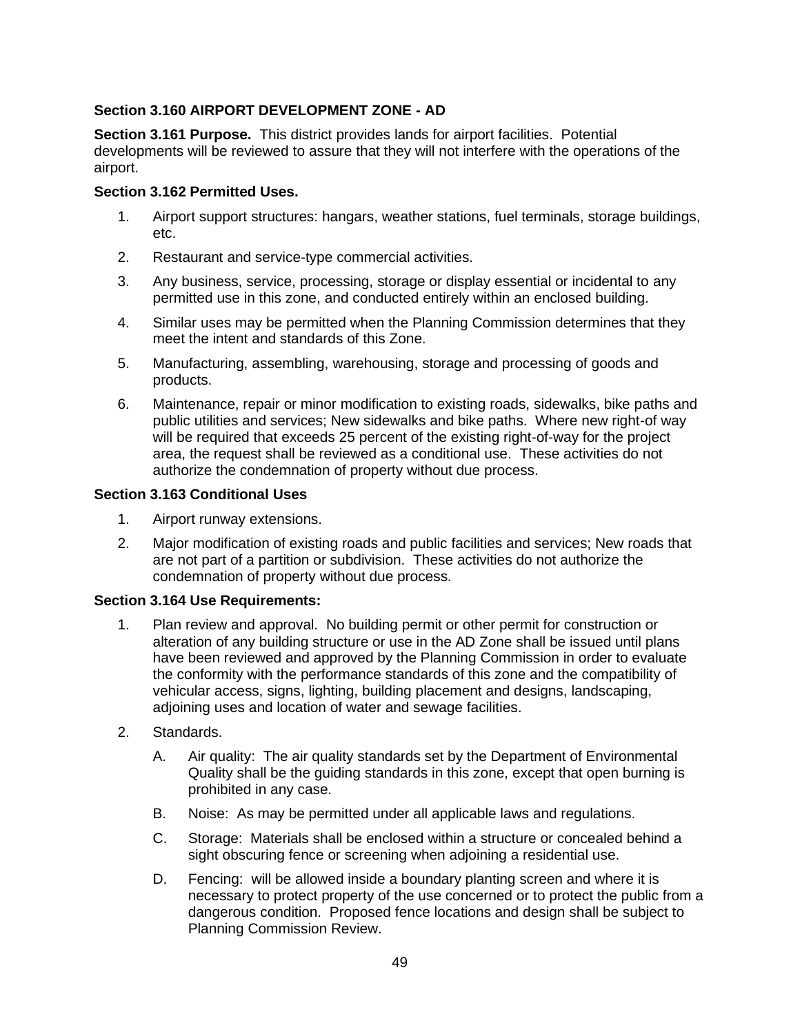## Section 3.160 AIRPORT DEVELOPMENT ZONE - AD

**Section 3.161 Purpose.** This district provides lands for airport facilities. Potential developments will be reviewed to assure that they will not interfere with the operations of the airport.

**Section 3.162 Permitted Uses.**

1. Airport support structures: hangars, weather stations, fuel terminals, storage buildings, etc.
2. Restaurant and service-type commercial activities.
3. Any business, service, processing, storage or display essential or incidental to any permitted use in this zone, and conducted entirely within an enclosed building.
4. Similar uses may be permitted when the Planning Commission determines that they meet the intent and standards of this Zone.
5. Manufacturing, assembling, warehousing, storage and processing of goods and products.
6. Maintenance, repair or minor modification to existing roads, sidewalks, bike paths and public utilities and services; New sidewalks and bike paths. Where new right-of way will be required that exceeds 25 percent of the existing right-of-way for the project area, the request shall be reviewed as a conditional use. These activities do not authorize the condemnation of property without due process.

**Section 3.163 Conditional Uses**

1. Airport runway extensions.
2. Major modification of existing roads and public facilities and services; New roads that are not part of a partition or subdivision. These activities do not authorize the condemnation of property without due process.

**Section 3.164 Use Requirements:**

1. Plan review and approval. No building permit or other permit for construction or alteration of any building structure or use in the AD Zone shall be issued until plans have been reviewed and approved by the Planning Commission in order to evaluate the conformity with the performance standards of this zone and the compatibility of vehicular access, signs, lighting, building placement and designs, landscaping, adjoining uses and location of water and sewage facilities.
2. Standards.
   - A. Air quality: The air quality standards set by the Department of Environmental Quality shall be the guiding standards in this zone, except that open burning is prohibited in any case.
   - B. Noise: As may be permitted under all applicable laws and regulations.
   - C. Storage: Materials shall be enclosed within a structure or concealed behind a sight obscuring fence or screening when adjoining a residential use.
   - D. Fencing: will be allowed inside a boundary planting screen and where it is necessary to protect property of the use concerned or to protect the public from a dangerous condition. Proposed fence locations and design shall be subject to Planning Commission Review.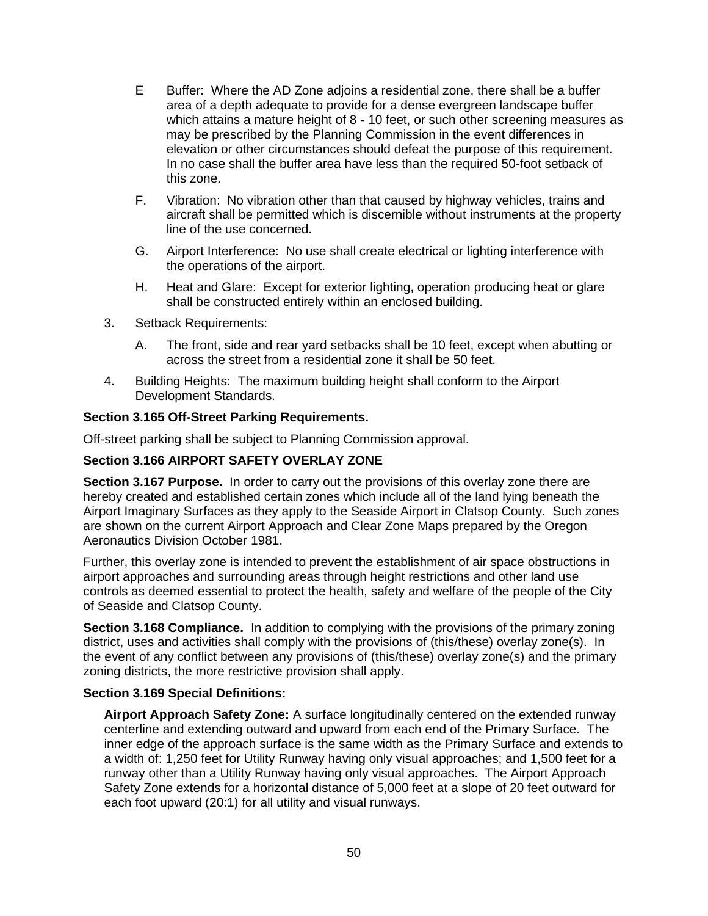E Buffer: Where the AD Zone adjoins a residential zone, there shall be a buffer area of a depth adequate to provide for a dense evergreen landscape buffer which attains a mature height of 8 - 10 feet, or such other screening measures as may be prescribed by the Planning Commission in the event differences in elevation or other circumstances should defeat the purpose of this requirement. In no case shall the buffer area have less than the required 50-foot setback of this zone.

F. Vibration: No vibration other than that caused by highway vehicles, trains and aircraft shall be permitted which is discernible without instruments at the property line of the use concerned.

G. Airport Interference: No use shall create electrical or lighting interference with the operations of the airport.

H. Heat and Glare: Except for exterior lighting, operation producing heat or glare shall be constructed entirely within an enclosed building.

3. Setback Requirements:

   A. The front, side and rear yard setbacks shall be 10 feet, except when abutting or across the street from a residential zone it shall be 50 feet.

4. Building Heights: The maximum building height shall conform to the Airport Development Standards.

**Section 3.165 Off-Street Parking Requirements.**

Off-street parking shall be subject to Planning Commission approval.

**Section 3.166 AIRPORT SAFETY OVERLAY ZONE**

**Section 3.167 Purpose.** In order to carry out the provisions of this overlay zone there are hereby created and established certain zones which include all of the land lying beneath the Airport Imaginary Surfaces as they apply to the Seaside Airport in Clatsop County. Such zones are shown on the current Airport Approach and Clear Zone Maps prepared by the Oregon Aeronautics Division October 1981.

Further, this overlay zone is intended to prevent the establishment of air space obstructions in airport approaches and surrounding areas through height restrictions and other land use controls as deemed essential to protect the health, safety and welfare of the people of the City of Seaside and Clatsop County.

**Section 3.168 Compliance.** In addition to complying with the provisions of the primary zoning district, uses and activities shall comply with the provisions of (this/these) overlay zone(s). In the event of any conflict between any provisions of (this/these) overlay zone(s) and the primary zoning districts, the more restrictive provision shall apply.

**Section 3.169 Special Definitions:**

**Airport Approach Safety Zone:** A surface longitudinally centered on the extended runway centerline and extending outward and upward from each end of the Primary Surface. The inner edge of the approach surface is the same width as the Primary Surface and extends to a width of: 1,250 feet for Utility Runway having only visual approaches; and 1,500 feet for a runway other than a Utility Runway having only visual approaches. The Airport Approach Safety Zone extends for a horizontal distance of 5,000 feet at a slope of 20 feet outward for each foot upward (20:1) for all utility and visual runways.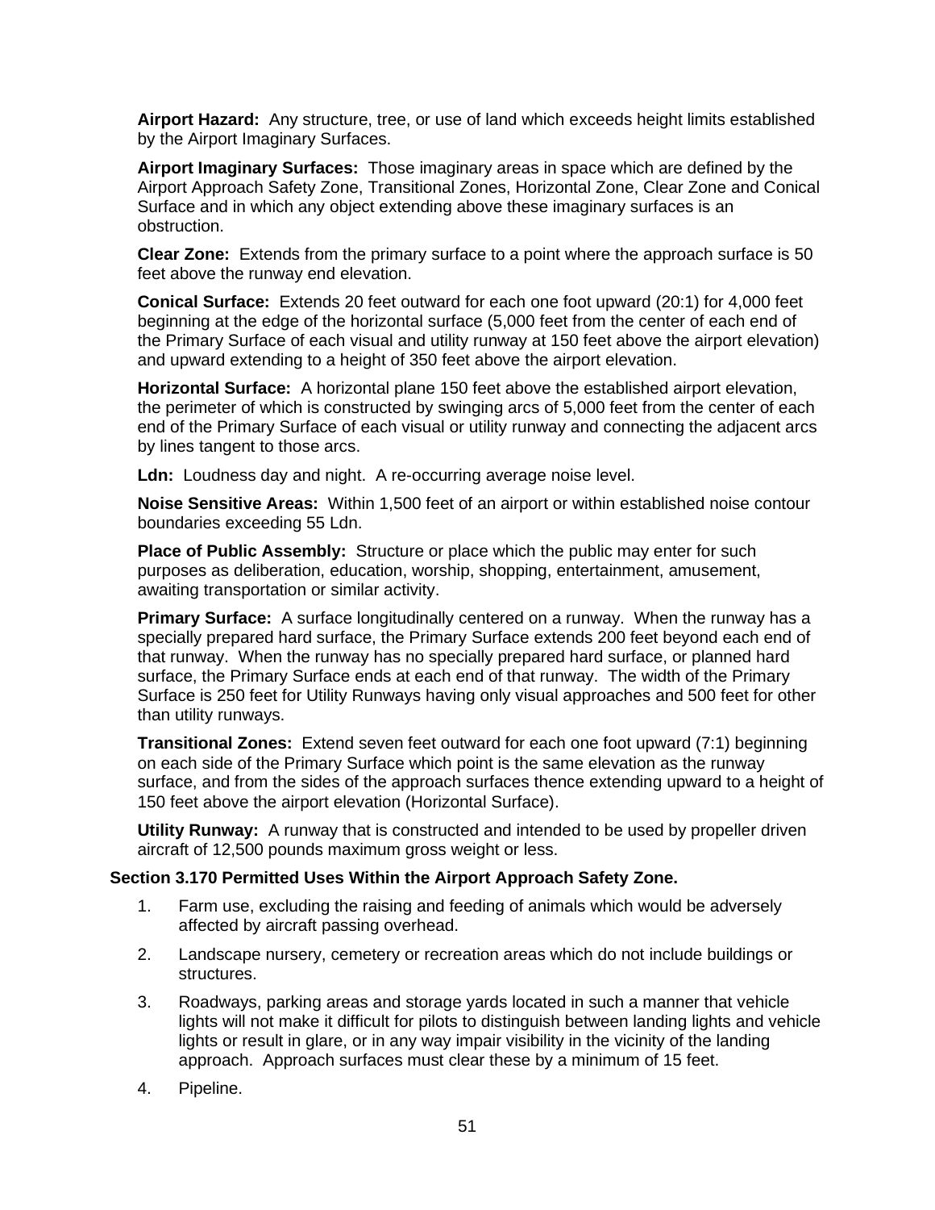**Airport Hazard:** Any structure, tree, or use of land which exceeds height limits established by the Airport Imaginary Surfaces.

**Airport Imaginary Surfaces:** Those imaginary areas in space which are defined by the Airport Approach Safety Zone, Transitional Zones, Horizontal Zone, Clear Zone and Conical Surface and in which any object extending above these imaginary surfaces is an obstruction.

**Clear Zone:** Extends from the primary surface to a point where the approach surface is 50 feet above the runway end elevation.

**Conical Surface:** Extends 20 feet outward for each one foot upward (20:1) for 4,000 feet beginning at the edge of the horizontal surface (5,000 feet from the center of each end of the Primary Surface of each visual and utility runway at 150 feet above the airport elevation) and upward extending to a height of 350 feet above the airport elevation.

**Horizontal Surface:** A horizontal plane 150 feet above the established airport elevation, the perimeter of which is constructed by swinging arcs of 5,000 feet from the center of each end of the Primary Surface of each visual or utility runway and connecting the adjacent arcs by lines tangent to those arcs.

**Ldn:** Loudness day and night. A re-occurring average noise level.

**Noise Sensitive Areas:** Within 1,500 feet of an airport or within established noise contour boundaries exceeding 55 Ldn.

**Place of Public Assembly:** Structure or place which the public may enter for such purposes as deliberation, education, worship, shopping, entertainment, amusement, awaiting transportation or similar activity.

**Primary Surface:** A surface longitudinally centered on a runway. When the runway has a specially prepared hard surface, the Primary Surface extends 200 feet beyond each end of that runway. When the runway has no specially prepared hard surface, or planned hard surface, the Primary Surface ends at each end of that runway. The width of the Primary Surface is 250 feet for Utility Runways having only visual approaches and 500 feet for other than utility runways.

**Transitional Zones:** Extend seven feet outward for each one foot upward (7:1) beginning on each side of the Primary Surface which point is the same elevation as the runway surface, and from the sides of the approach surfaces thence extending upward to a height of 150 feet above the airport elevation (Horizontal Surface).

**Utility Runway:** A runway that is constructed and intended to be used by propeller driven aircraft of 12,500 pounds maximum gross weight or less.

**Section 3.170 Permitted Uses Within the Airport Approach Safety Zone.**

1. Farm use, excluding the raising and feeding of animals which would be adversely affected by aircraft passing overhead.
2. Landscape nursery, cemetery or recreation areas which do not include buildings or structures.
3. Roadways, parking areas and storage yards located in such a manner that vehicle lights will not make it difficult for pilots to distinguish between landing lights and vehicle lights or result in glare, or in any way impair visibility in the vicinity of the landing approach. Approach surfaces must clear these by a minimum of 15 feet.
4. Pipeline.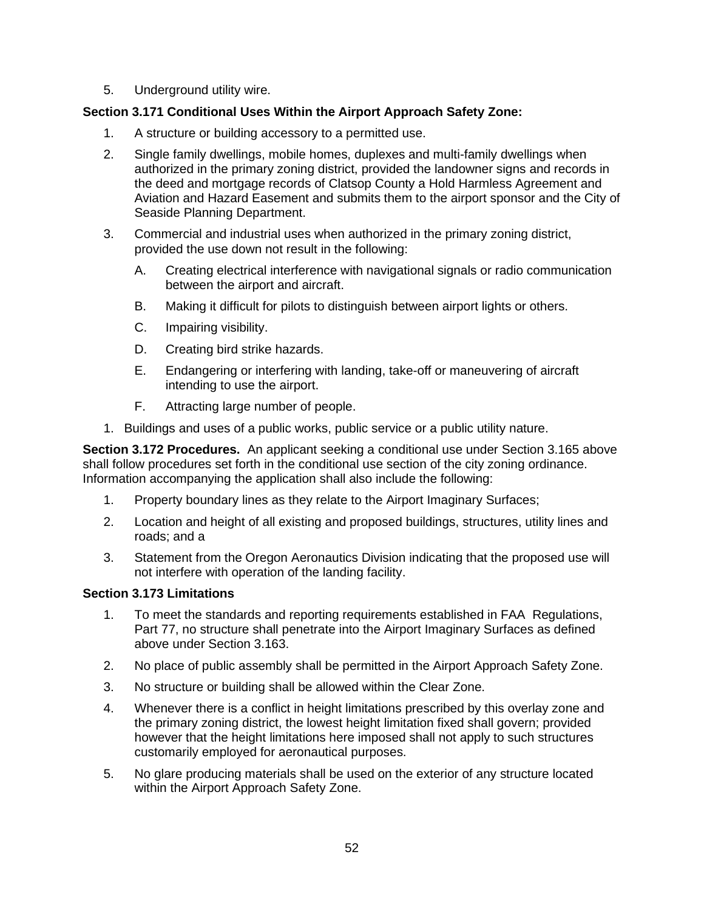5. Underground utility wire.

**Section 3.171 Conditional Uses Within the Airport Approach Safety Zone:**

1. A structure or building accessory to a permitted use.
2. Single family dwellings, mobile homes, duplexes and multi-family dwellings when authorized in the primary zoning district, provided the landowner signs and records in the deed and mortgage records of Clatsop County a Hold Harmless Agreement and Aviation and Hazard Easement and submits them to the airport sponsor and the City of Seaside Planning Department.
3. Commercial and industrial uses when authorized in the primary zoning district, provided the use down not result in the following:
   - A. Creating electrical interference with navigational signals or radio communication between the airport and aircraft.
   - B. Making it difficult for pilots to distinguish between airport lights or others.
   - C. Impairing visibility.
   - D. Creating bird strike hazards.
   - E. Endangering or interfering with landing, take-off or maneuvering of aircraft intending to use the airport.
   - F. Attracting large number of people.

1. Buildings and uses of a public works, public service or a public utility nature.

**Section 3.172 Procedures.** An applicant seeking a conditional use under Section 3.165 above shall follow procedures set forth in the conditional use section of the city zoning ordinance. Information accompanying the application shall also include the following:

1. Property boundary lines as they relate to the Airport Imaginary Surfaces;
2. Location and height of all existing and proposed buildings, structures, utility lines and roads; and a
3. Statement from the Oregon Aeronautics Division indicating that the proposed use will not interfere with operation of the landing facility.

**Section 3.173 Limitations**

1. To meet the standards and reporting requirements established in FAA Regulations, Part 77, no structure shall penetrate into the Airport Imaginary Surfaces as defined above under Section 3.163.
2. No place of public assembly shall be permitted in the Airport Approach Safety Zone.
3. No structure or building shall be allowed within the Clear Zone.
4. Whenever there is a conflict in height limitations prescribed by this overlay zone and the primary zoning district, the lowest height limitation fixed shall govern; provided however that the height limitations here imposed shall not apply to such structures customarily employed for aeronautical purposes.
5. No glare producing materials shall be used on the exterior of any structure located within the Airport Approach Safety Zone.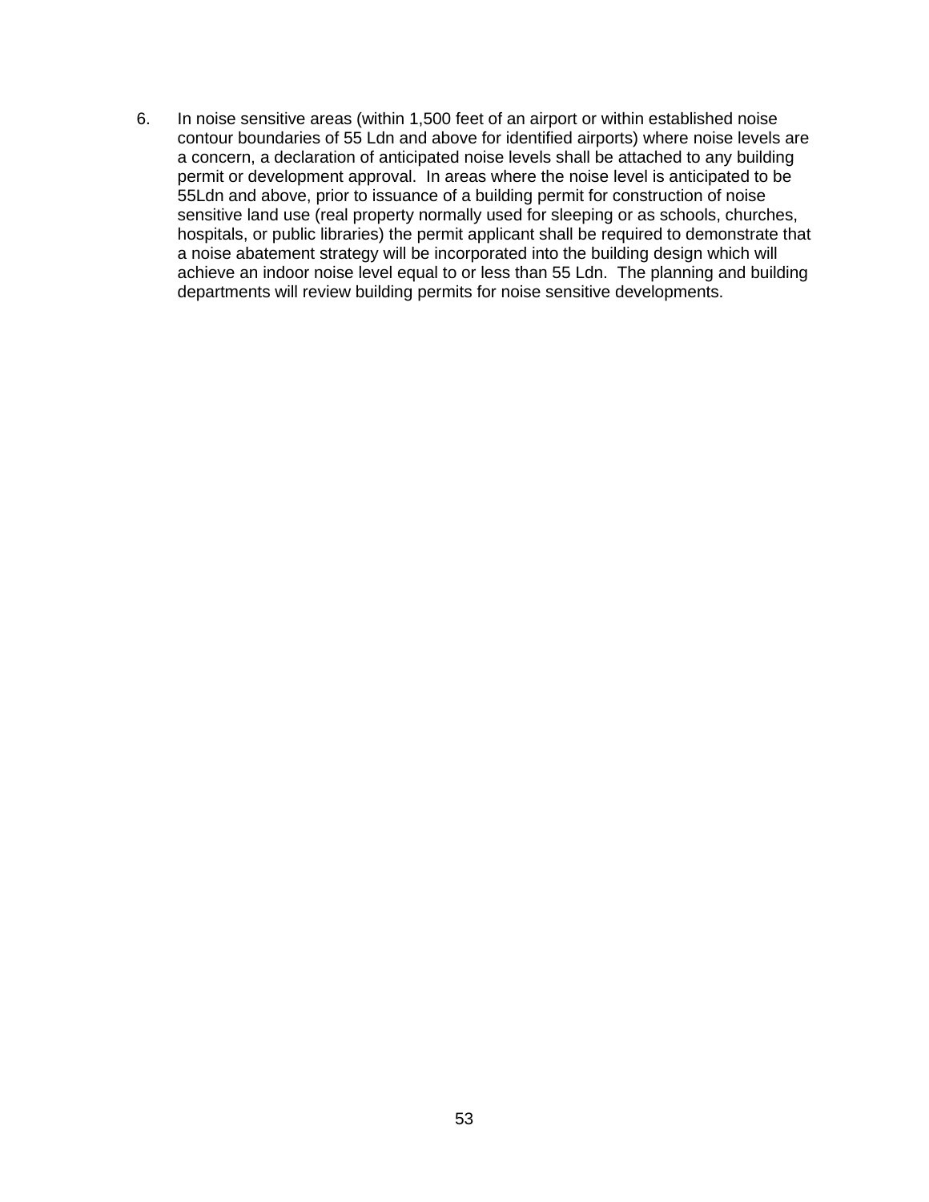6. In noise sensitive areas (within 1,500 feet of an airport or within established noise contour boundaries of 55 Ldn and above for identified airports) where noise levels are a concern, a declaration of anticipated noise levels shall be attached to any building permit or development approval. In areas where the noise level is anticipated to be 55Ldn and above, prior to issuance of a building permit for construction of noise sensitive land use (real property normally used for sleeping or as schools, churches, hospitals, or public libraries) the permit applicant shall be required to demonstrate that a noise abatement strategy will be incorporated into the building design which will achieve an indoor noise level equal to or less than 55 Ldn. The planning and building departments will review building permits for noise sensitive developments.